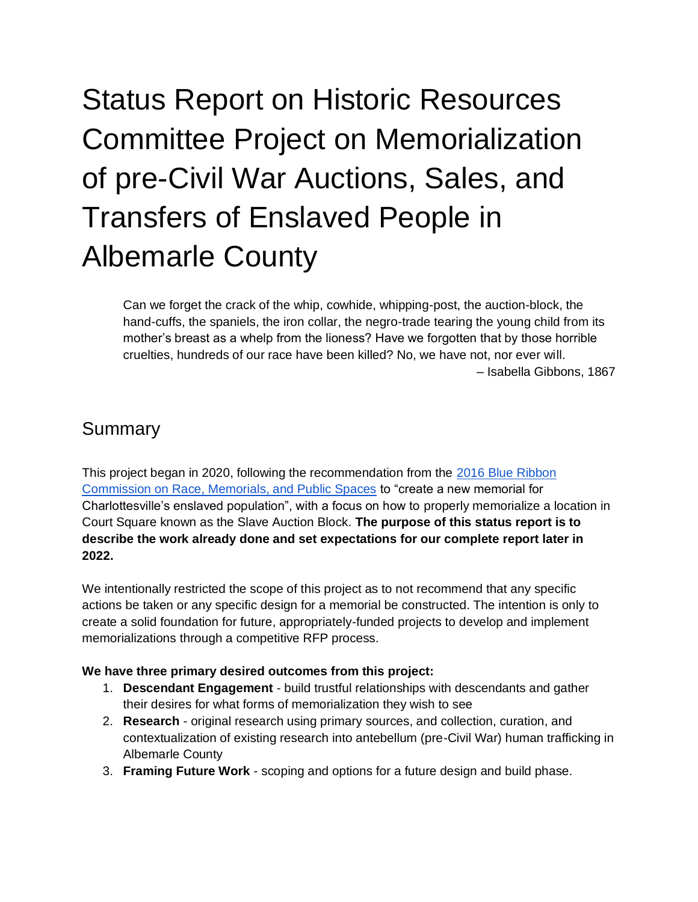# Status Report on Historic Resources Committee Project on Memorialization of pre-Civil War Auctions, Sales, and Transfers of Enslaved People in Albemarle County

> Can we forget the crack of the whip, cowhide, whipping-post, the auction-block, the hand-cuffs, the spaniels, the iron collar, the negro-trade tearing the young child from its mother's breast as a whelp from the lioness? Have we forgotten that by those horrible cruelties, hundreds of our race have been killed? No, we have not, nor ever will.
>
> – Isabella Gibbons, 1867

## Summary

This project began in 2020, following the recommendation from the 2016 Blue Ribbon Commission on Race, Memorials, and Public Spaces to "create a new memorial for Charlottesville's enslaved population", with a focus on how to properly memorialize a location in Court Square known as the Slave Auction Block. **The purpose of this status report is to describe the work already done and set expectations for our complete report later in 2022.**

We intentionally restricted the scope of this project as to not recommend that any specific actions be taken or any specific design for a memorial be constructed. The intention is only to create a solid foundation for future, appropriately-funded projects to develop and implement memorializations through a competitive RFP process.

**We have three primary desired outcomes from this project:**

1. **Descendant Engagement** - build trustful relationships with descendants and gather their desires for what forms of memorialization they wish to see
2. **Research** - original research using primary sources, and collection, curation, and contextualization of existing research into antebellum (pre-Civil War) human trafficking in Albemarle County
3. **Framing Future Work** - scoping and options for a future design and build phase.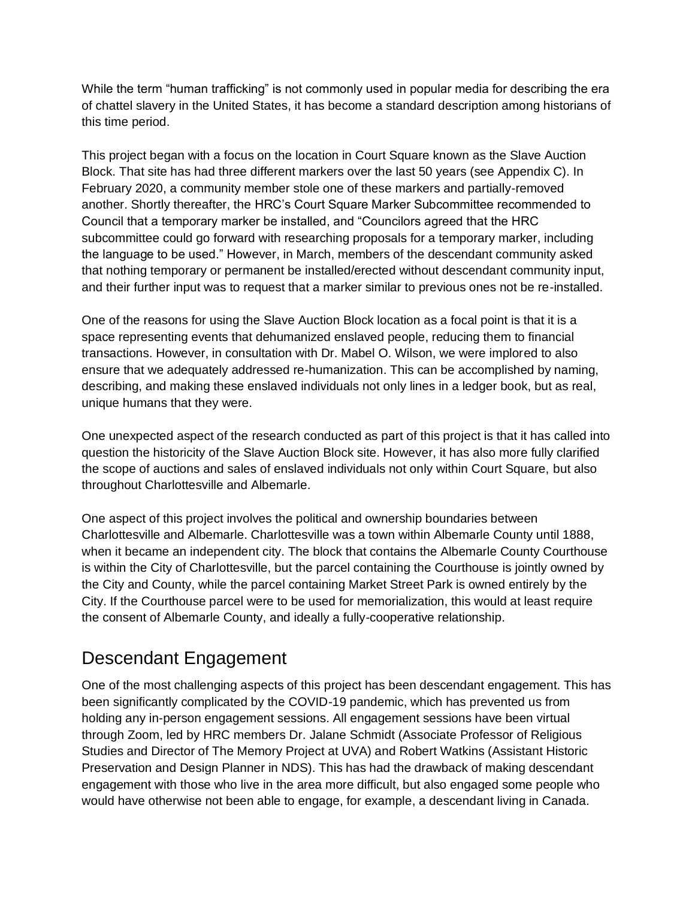While the term “human trafficking” is not commonly used in popular media for describing the era of chattel slavery in the United States, it has become a standard description among historians of this time period.

This project began with a focus on the location in Court Square known as the Slave Auction Block. That site has had three different markers over the last 50 years (see Appendix C). In February 2020, a community member stole one of these markers and partially-removed another. Shortly thereafter, the HRC’s Court Square Marker Subcommittee recommended to Council that a temporary marker be installed, and “Councilors agreed that the HRC subcommittee could go forward with researching proposals for a temporary marker, including the language to be used.” However, in March, members of the descendant community asked that nothing temporary or permanent be installed/erected without descendant community input, and their further input was to request that a marker similar to previous ones not be re-installed.

One of the reasons for using the Slave Auction Block location as a focal point is that it is a space representing events that dehumanized enslaved people, reducing them to financial transactions. However, in consultation with Dr. Mabel O. Wilson, we were implored to also ensure that we adequately addressed re-humanization. This can be accomplished by naming, describing, and making these enslaved individuals not only lines in a ledger book, but as real, unique humans that they were.

One unexpected aspect of the research conducted as part of this project is that it has called into question the historicity of the Slave Auction Block site. However, it has also more fully clarified the scope of auctions and sales of enslaved individuals not only within Court Square, but also throughout Charlottesville and Albemarle.

One aspect of this project involves the political and ownership boundaries between Charlottesville and Albemarle. Charlottesville was a town within Albemarle County until 1888, when it became an independent city. The block that contains the Albemarle County Courthouse is within the City of Charlottesville, but the parcel containing the Courthouse is jointly owned by the City and County, while the parcel containing Market Street Park is owned entirely by the City. If the Courthouse parcel were to be used for memorialization, this would at least require the consent of Albemarle County, and ideally a fully-cooperative relationship.

## Descendant Engagement

One of the most challenging aspects of this project has been descendant engagement. This has been significantly complicated by the COVID-19 pandemic, which has prevented us from holding any in-person engagement sessions. All engagement sessions have been virtual through Zoom, led by HRC members Dr. Jalane Schmidt (Associate Professor of Religious Studies and Director of The Memory Project at UVA) and Robert Watkins (Assistant Historic Preservation and Design Planner in NDS). This has had the drawback of making descendant engagement with those who live in the area more difficult, but also engaged some people who would have otherwise not been able to engage, for example, a descendant living in Canada.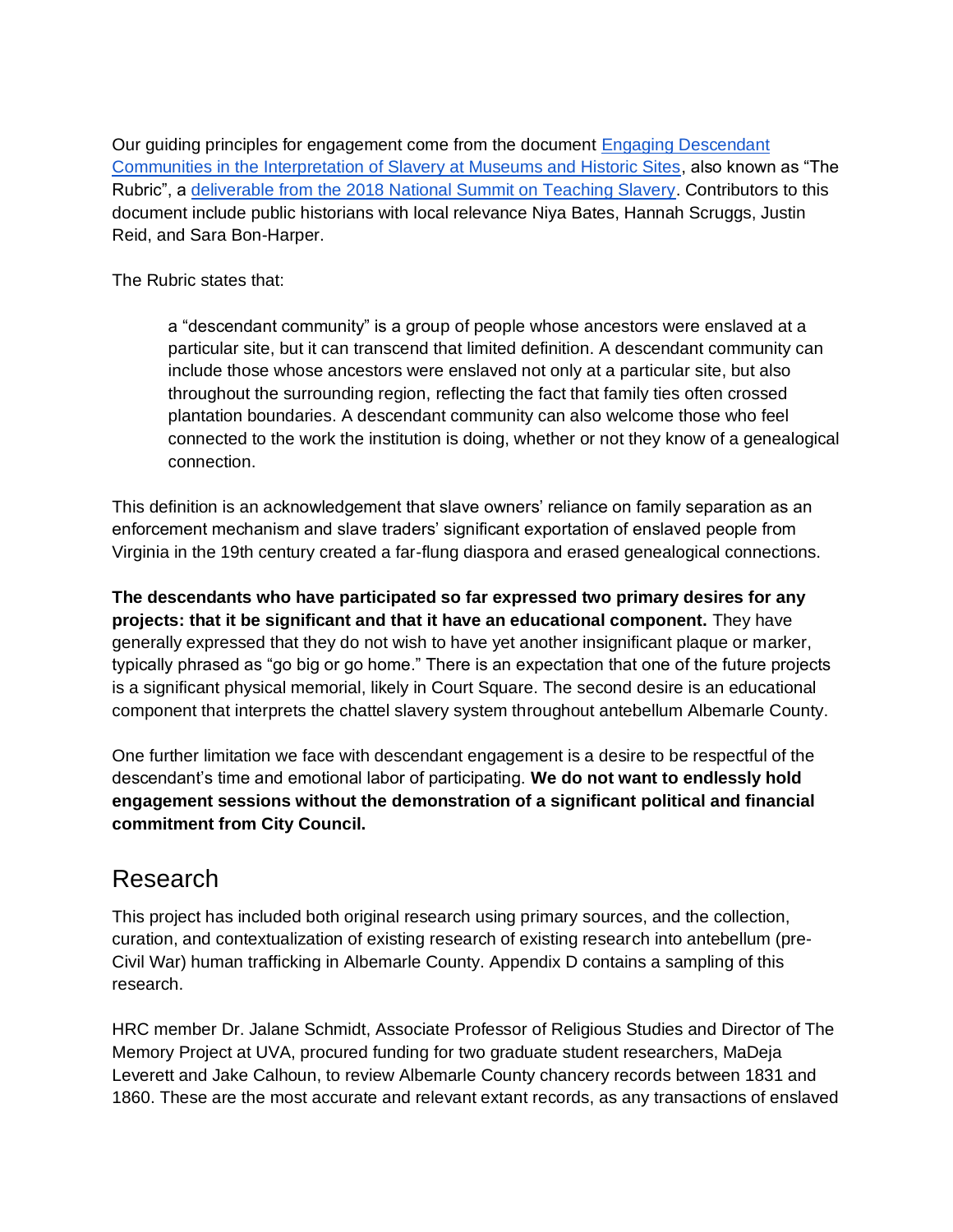Our guiding principles for engagement come from the document [Engaging Descendant Communities in the Interpretation of Slavery at Museums and Historic Sites](), also known as "The Rubric", a [deliverable from the 2018 National Summit on Teaching Slavery](). Contributors to this document include public historians with local relevance Niya Bates, Hannah Scruggs, Justin Reid, and Sara Bon-Harper.

The Rubric states that:

> a "descendant community" is a group of people whose ancestors were enslaved at a particular site, but it can transcend that limited definition. A descendant community can include those whose ancestors were enslaved not only at a particular site, but also throughout the surrounding region, reflecting the fact that family ties often crossed plantation boundaries. A descendant community can also welcome those who feel connected to the work the institution is doing, whether or not they know of a genealogical connection.

This definition is an acknowledgement that slave owners' reliance on family separation as an enforcement mechanism and slave traders' significant exportation of enslaved people from Virginia in the 19th century created a far-flung diaspora and erased genealogical connections.

**The descendants who have participated so far expressed two primary desires for any projects: that it be significant and that it have an educational component.** They have generally expressed that they do not wish to have yet another insignificant plaque or marker, typically phrased as "go big or go home." There is an expectation that one of the future projects is a significant physical memorial, likely in Court Square. The second desire is an educational component that interprets the chattel slavery system throughout antebellum Albemarle County.

One further limitation we face with descendant engagement is a desire to be respectful of the descendant's time and emotional labor of participating. **We do not want to endlessly hold engagement sessions without the demonstration of a significant political and financial commitment from City Council.**

## Research

This project has included both original research using primary sources, and the collection, curation, and contextualization of existing research of existing research into antebellum (pre-Civil War) human trafficking in Albemarle County. Appendix D contains a sampling of this research.

HRC member Dr. Jalane Schmidt, Associate Professor of Religious Studies and Director of The Memory Project at UVA, procured funding for two graduate student researchers, MaDeja Leverett and Jake Calhoun, to review Albemarle County chancery records between 1831 and 1860. These are the most accurate and relevant extant records, as any transactions of enslaved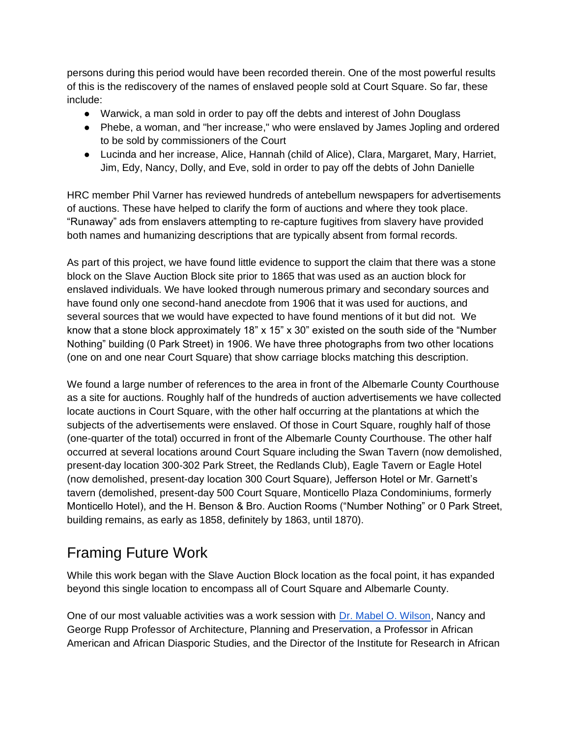persons during this period would have been recorded therein. One of the most powerful results of this is the rediscovery of the names of enslaved people sold at Court Square. So far, these include:

- Warwick, a man sold in order to pay off the debts and interest of John Douglass
- Phebe, a woman, and "her increase," who were enslaved by James Jopling and ordered to be sold by commissioners of the Court
- Lucinda and her increase, Alice, Hannah (child of Alice), Clara, Margaret, Mary, Harriet, Jim, Edy, Nancy, Dolly, and Eve, sold in order to pay off the debts of John Danielle

HRC member Phil Varner has reviewed hundreds of antebellum newspapers for advertisements of auctions. These have helped to clarify the form of auctions and where they took place. "Runaway" ads from enslavers attempting to re-capture fugitives from slavery have provided both names and humanizing descriptions that are typically absent from formal records.

As part of this project, we have found little evidence to support the claim that there was a stone block on the Slave Auction Block site prior to 1865 that was used as an auction block for enslaved individuals. We have looked through numerous primary and secondary sources and have found only one second-hand anecdote from 1906 that it was used for auctions, and several sources that we would have expected to have found mentions of it but did not. We know that a stone block approximately 18" x 15" x 30" existed on the south side of the "Number Nothing" building (0 Park Street) in 1906. We have three photographs from two other locations (one on and one near Court Square) that show carriage blocks matching this description.

We found a large number of references to the area in front of the Albemarle County Courthouse as a site for auctions. Roughly half of the hundreds of auction advertisements we have collected locate auctions in Court Square, with the other half occurring at the plantations at which the subjects of the advertisements were enslaved. Of those in Court Square, roughly half of those (one-quarter of the total) occurred in front of the Albemarle County Courthouse. The other half occurred at several locations around Court Square including the Swan Tavern (now demolished, present-day location 300-302 Park Street, the Redlands Club), Eagle Tavern or Eagle Hotel (now demolished, present-day location 300 Court Square), Jefferson Hotel or Mr. Garnett's tavern (demolished, present-day 500 Court Square, Monticello Plaza Condominiums, formerly Monticello Hotel), and the H. Benson & Bro. Auction Rooms ("Number Nothing" or 0 Park Street, building remains, as early as 1858, definitely by 1863, until 1870).

## Framing Future Work

While this work began with the Slave Auction Block location as the focal point, it has expanded beyond this single location to encompass all of Court Square and Albemarle County.

One of our most valuable activities was a work session with [Dr. Mabel O. Wilson](), Nancy and George Rupp Professor of Architecture, Planning and Preservation, a Professor in African American and African Diasporic Studies, and the Director of the Institute for Research in African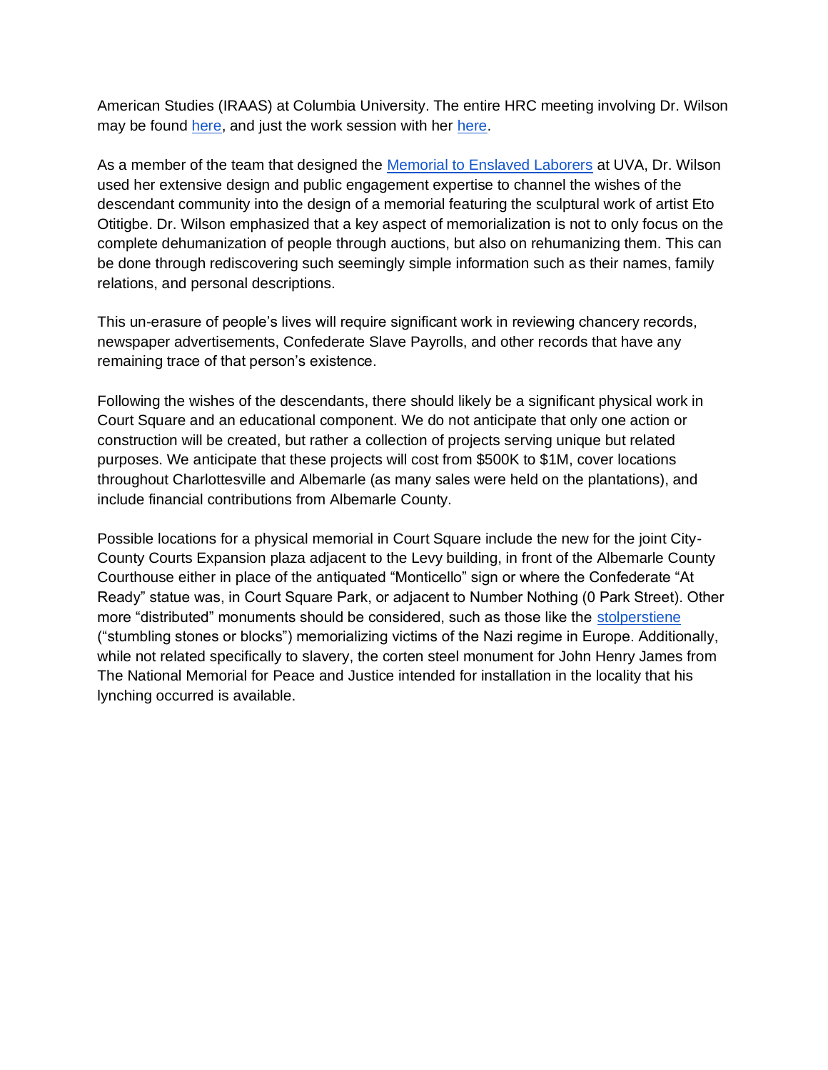American Studies (IRAAS) at Columbia University. The entire HRC meeting involving Dr. Wilson may be found here, and just the work session with her here.

As a member of the team that designed the Memorial to Enslaved Laborers at UVA, Dr. Wilson used her extensive design and public engagement expertise to channel the wishes of the descendant community into the design of a memorial featuring the sculptural work of artist Eto Otitigbe. Dr. Wilson emphasized that a key aspect of memorialization is not to only focus on the complete dehumanization of people through auctions, but also on rehumanizing them. This can be done through rediscovering such seemingly simple information such as their names, family relations, and personal descriptions.

This un-erasure of people's lives will require significant work in reviewing chancery records, newspaper advertisements, Confederate Slave Payrolls, and other records that have any remaining trace of that person's existence.

Following the wishes of the descendants, there should likely be a significant physical work in Court Square and an educational component. We do not anticipate that only one action or construction will be created, but rather a collection of projects serving unique but related purposes. We anticipate that these projects will cost from $500K to $1M, cover locations throughout Charlottesville and Albemarle (as many sales were held on the plantations), and include financial contributions from Albemarle County.

Possible locations for a physical memorial in Court Square include the new for the joint City-County Courts Expansion plaza adjacent to the Levy building, in front of the Albemarle County Courthouse either in place of the antiquated "Monticello" sign or where the Confederate "At Ready" statue was, in Court Square Park, or adjacent to Number Nothing (0 Park Street). Other more "distributed" monuments should be considered, such as those like the stolperstiene ("stumbling stones or blocks") memorializing victims of the Nazi regime in Europe. Additionally, while not related specifically to slavery, the corten steel monument for John Henry James from The National Memorial for Peace and Justice intended for installation in the locality that his lynching occurred is available.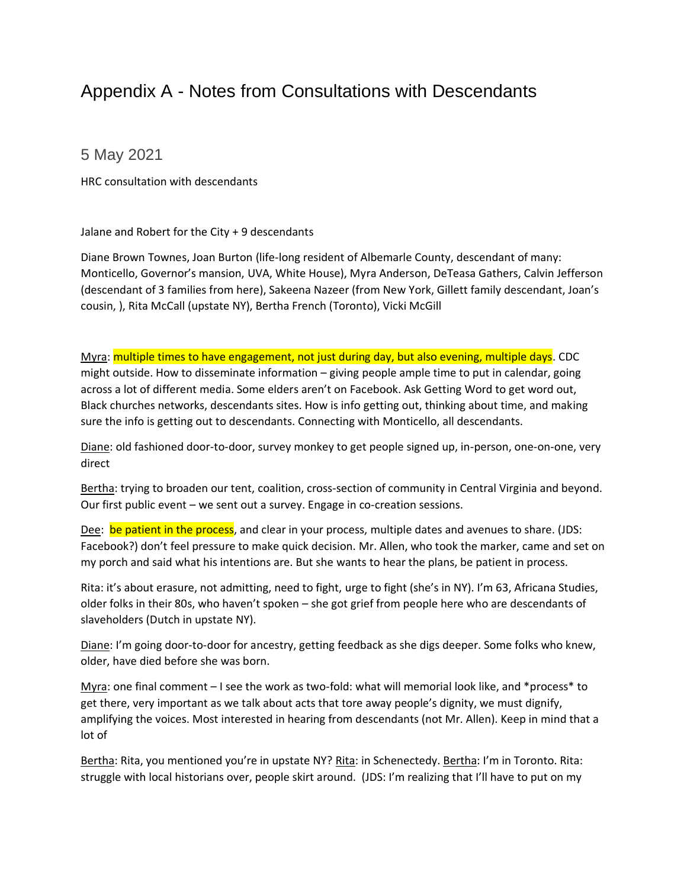// Appendix A - Notes from Consultations with Descendants

## 5 May 2021

HRC consultation with descendants

Jalane and Robert for the City + 9 descendants

Diane Brown Townes, Joan Burton (life-long resident of Albemarle County, descendant of many: Monticello, Governor's mansion, UVA, White House), Myra Anderson, DeTeasa Gathers, Calvin Jefferson (descendant of 3 families from here), Sakeena Nazeer (from New York, Gillett family descendant, Joan's cousin, ), Rita McCall (upstate NY), Bertha French (Toronto), Vicki McGill

Myra: multiple times to have engagement, not just during day, but also evening, multiple days. CDC might outside. How to disseminate information – giving people ample time to put in calendar, going across a lot of different media. Some elders aren't on Facebook. Ask Getting Word to get word out, Black churches networks, descendants sites. How is info getting out, thinking about time, and making sure the info is getting out to descendants. Connecting with Monticello, all descendants.

Diane: old fashioned door-to-door, survey monkey to get people signed up, in-person, one-on-one, very direct

Bertha: trying to broaden our tent, coalition, cross-section of community in Central Virginia and beyond. Our first public event – we sent out a survey. Engage in co-creation sessions.

Dee: be patient in the process, and clear in your process, multiple dates and avenues to share. (JDS: Facebook?) don't feel pressure to make quick decision. Mr. Allen, who took the marker, came and set on my porch and said what his intentions are. But she wants to hear the plans, be patient in process.

Rita: it's about erasure, not admitting, need to fight, urge to fight (she's in NY). I'm 63, Africana Studies, older folks in their 80s, who haven't spoken – she got grief from people here who are descendants of slaveholders (Dutch in upstate NY).

Diane: I'm going door-to-door for ancestry, getting feedback as she digs deeper. Some folks who knew, older, have died before she was born.

Myra: one final comment – I see the work as two-fold: what will memorial look like, and *process* to get there, very important as we talk about acts that tore away people's dignity, we must dignify, amplifying the voices. Most interested in hearing from descendants (not Mr. Allen). Keep in mind that a lot of

Bertha: Rita, you mentioned you're in upstate NY? Rita: in Schenectedy. Bertha: I'm in Toronto. Rita: struggle with local historians over, people skirt around. (JDS: I'm realizing that I'll have to put on my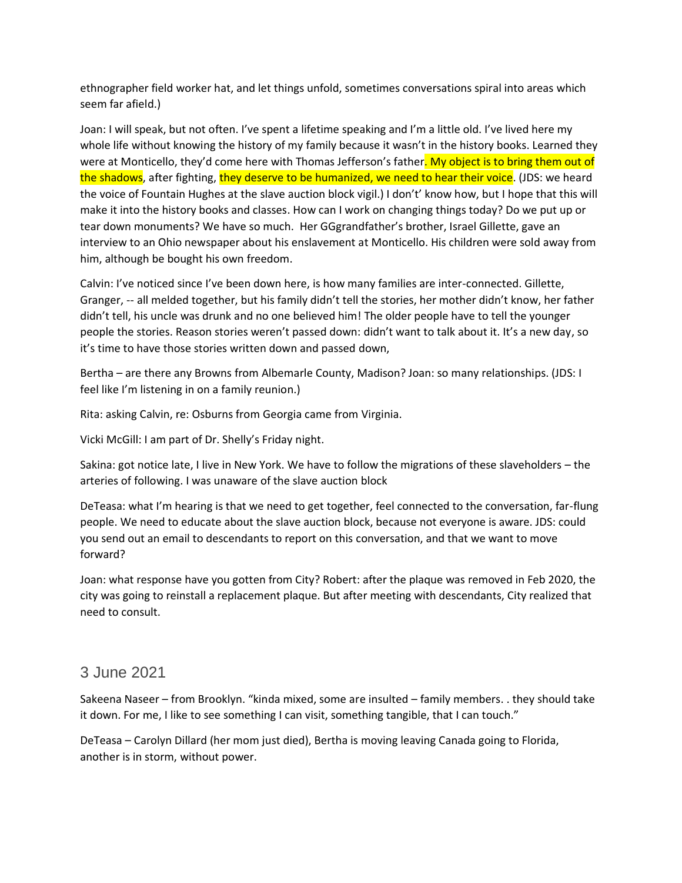ethnographer field worker hat, and let things unfold, sometimes conversations spiral into areas which seem far afield.)

Joan: I will speak, but not often. I've spent a lifetime speaking and I'm a little old. I've lived here my whole life without knowing the history of my family because it wasn't in the history books. Learned they were at Monticello, they'd come here with Thomas Jefferson's father. My object is to bring them out of the shadows, after fighting, they deserve to be humanized, we need to hear their voice. (JDS: we heard the voice of Fountain Hughes at the slave auction block vigil.) I don't' know how, but I hope that this will make it into the history books and classes. How can I work on changing things today? Do we put up or tear down monuments? We have so much. Her GGgrandfather's brother, Israel Gillette, gave an interview to an Ohio newspaper about his enslavement at Monticello. His children were sold away from him, although be bought his own freedom.

Calvin: I've noticed since I've been down here, is how many families are inter-connected. Gillette, Granger, -- all melded together, but his family didn't tell the stories, her mother didn't know, her father didn't tell, his uncle was drunk and no one believed him! The older people have to tell the younger people the stories. Reason stories weren't passed down: didn't want to talk about it. It's a new day, so it's time to have those stories written down and passed down,

Bertha – are there any Browns from Albemarle County, Madison? Joan: so many relationships. (JDS: I feel like I'm listening in on a family reunion.)

Rita: asking Calvin, re: Osburns from Georgia came from Virginia.

Vicki McGill: I am part of Dr. Shelly's Friday night.

Sakina: got notice late, I live in New York. We have to follow the migrations of these slaveholders – the arteries of following. I was unaware of the slave auction block

DeTeasa: what I'm hearing is that we need to get together, feel connected to the conversation, far-flung people. We need to educate about the slave auction block, because not everyone is aware. JDS: could you send out an email to descendants to report on this conversation, and that we want to move forward?

Joan: what response have you gotten from City? Robert: after the plaque was removed in Feb 2020, the city was going to reinstall a replacement plaque. But after meeting with descendants, City realized that need to consult.

## 3 June 2021

Sakeena Naseer – from Brooklyn. "kinda mixed, some are insulted – family members. . they should take it down. For me, I like to see something I can visit, something tangible, that I can touch."

DeTeasa – Carolyn Dillard (her mom just died), Bertha is moving leaving Canada going to Florida, another is in storm, without power.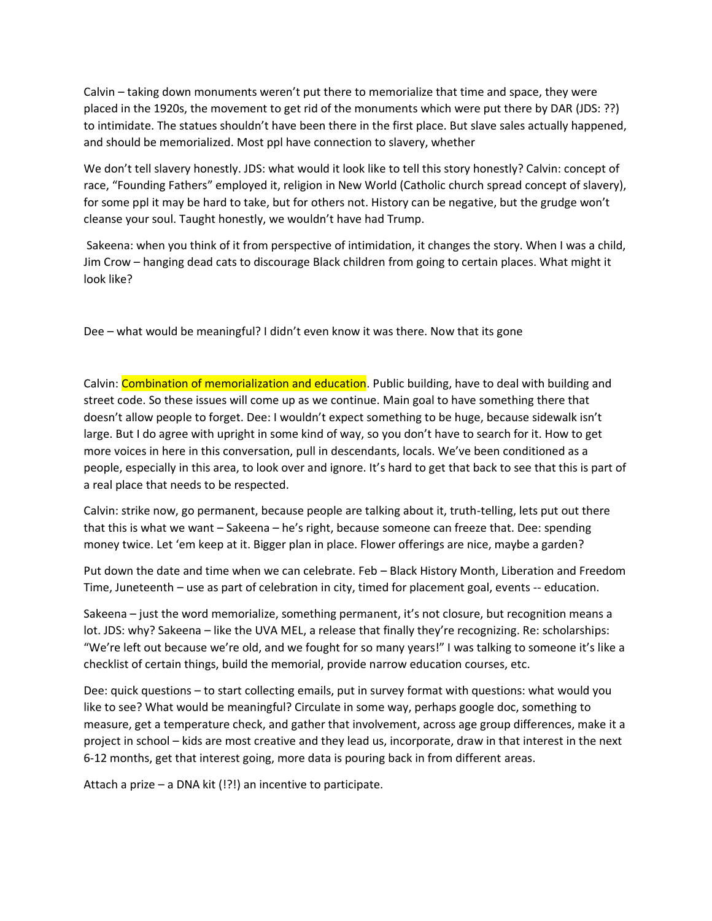Calvin – taking down monuments weren't put there to memorialize that time and space, they were placed in the 1920s, the movement to get rid of the monuments which were put there by DAR (JDS: ??) to intimidate. The statues shouldn't have been there in the first place. But slave sales actually happened, and should be memorialized. Most ppl have connection to slavery, whether

We don't tell slavery honestly. JDS: what would it look like to tell this story honestly? Calvin: concept of race, "Founding Fathers" employed it, religion in New World (Catholic church spread concept of slavery), for some ppl it may be hard to take, but for others not. History can be negative, but the grudge won't cleanse your soul. Taught honestly, we wouldn't have had Trump.

Sakeena: when you think of it from perspective of intimidation, it changes the story. When I was a child, Jim Crow – hanging dead cats to discourage Black children from going to certain places. What might it look like?

Dee – what would be meaningful? I didn't even know it was there. Now that its gone

Calvin: Combination of memorialization and education. Public building, have to deal with building and street code. So these issues will come up as we continue. Main goal to have something there that doesn't allow people to forget. Dee: I wouldn't expect something to be huge, because sidewalk isn't large. But I do agree with upright in some kind of way, so you don't have to search for it. How to get more voices in here in this conversation, pull in descendants, locals. We've been conditioned as a people, especially in this area, to look over and ignore. It's hard to get that back to see that this is part of a real place that needs to be respected.

Calvin: strike now, go permanent, because people are talking about it, truth-telling, lets put out there that this is what we want – Sakeena – he's right, because someone can freeze that. Dee: spending money twice. Let 'em keep at it. Bigger plan in place. Flower offerings are nice, maybe a garden?

Put down the date and time when we can celebrate. Feb – Black History Month, Liberation and Freedom Time, Juneteenth – use as part of celebration in city, timed for placement goal, events -- education.

Sakeena – just the word memorialize, something permanent, it's not closure, but recognition means a lot. JDS: why? Sakeena – like the UVA MEL, a release that finally they're recognizing. Re: scholarships: "We're left out because we're old, and we fought for so many years!" I was talking to someone it's like a checklist of certain things, build the memorial, provide narrow education courses, etc.

Dee: quick questions – to start collecting emails, put in survey format with questions: what would you like to see? What would be meaningful? Circulate in some way, perhaps google doc, something to measure, get a temperature check, and gather that involvement, across age group differences, make it a project in school – kids are most creative and they lead us, incorporate, draw in that interest in the next 6-12 months, get that interest going, more data is pouring back in from different areas.

Attach a prize – a DNA kit (!?!) an incentive to participate.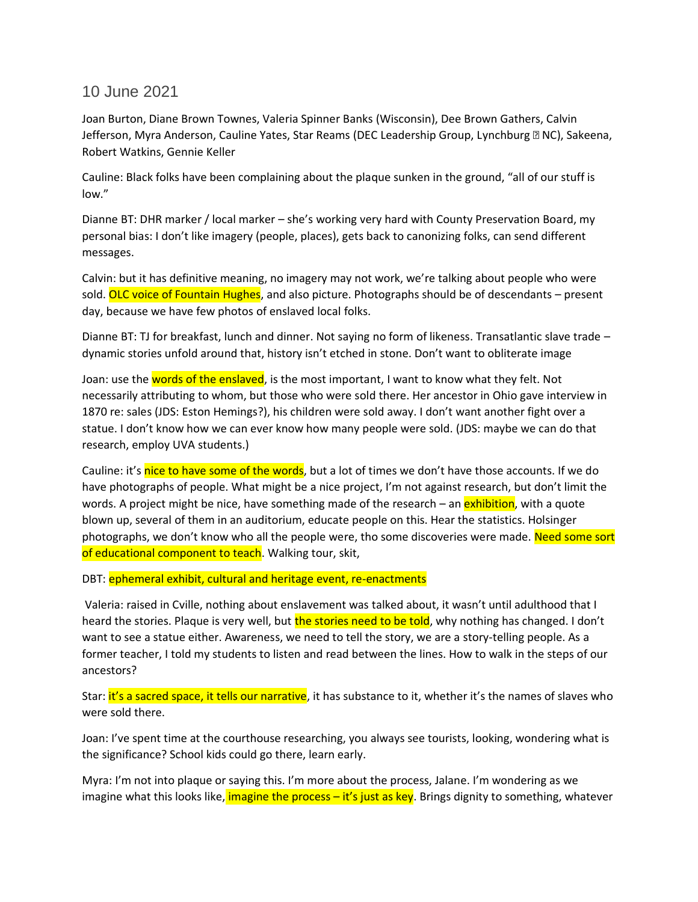# 10 June 2021

Joan Burton, Diane Brown Townes, Valeria Spinner Banks (Wisconsin), Dee Brown Gathers, Calvin Jefferson, Myra Anderson, Cauline Yates, Star Reams (DEC Leadership Group, Lynchburg  NC), Sakeena, Robert Watkins, Gennie Keller

Cauline: Black folks have been complaining about the plaque sunken in the ground, "all of our stuff is low."

Dianne BT: DHR marker / local marker – she's working very hard with County Preservation Board, my personal bias: I don't like imagery (people, places), gets back to canonizing folks, can send different messages.

Calvin: but it has definitive meaning, no imagery may not work, we're talking about people who were sold. OLC voice of Fountain Hughes, and also picture. Photographs should be of descendants – present day, because we have few photos of enslaved local folks.

Dianne BT: TJ for breakfast, lunch and dinner. Not saying no form of likeness. Transatlantic slave trade – dynamic stories unfold around that, history isn't etched in stone. Don't want to obliterate image

Joan: use the words of the enslaved, is the most important, I want to know what they felt. Not necessarily attributing to whom, but those who were sold there. Her ancestor in Ohio gave interview in 1870 re: sales (JDS: Eston Hemings?), his children were sold away. I don't want another fight over a statue. I don't know how we can ever know how many people were sold. (JDS: maybe we can do that research, employ UVA students.)

Cauline: it's nice to have some of the words, but a lot of times we don't have those accounts. If we do have photographs of people. What might be a nice project, I'm not against research, but don't limit the words. A project might be nice, have something made of the research – an exhibition, with a quote blown up, several of them in an auditorium, educate people on this. Hear the statistics. Holsinger photographs, we don't know who all the people were, tho some discoveries were made. Need some sort of educational component to teach. Walking tour, skit,

DBT: ephemeral exhibit, cultural and heritage event, re-enactments

Valeria: raised in Cville, nothing about enslavement was talked about, it wasn't until adulthood that I heard the stories. Plaque is very well, but the stories need to be told, why nothing has changed. I don't want to see a statue either. Awareness, we need to tell the story, we are a story-telling people. As a former teacher, I told my students to listen and read between the lines. How to walk in the steps of our ancestors?

Star: it's a sacred space, it tells our narrative, it has substance to it, whether it's the names of slaves who were sold there.

Joan: I've spent time at the courthouse researching, you always see tourists, looking, wondering what is the significance? School kids could go there, learn early.

Myra: I'm not into plaque or saying this. I'm more about the process, Jalane. I'm wondering as we imagine what this looks like, imagine the process – it's just as key. Brings dignity to something, whatever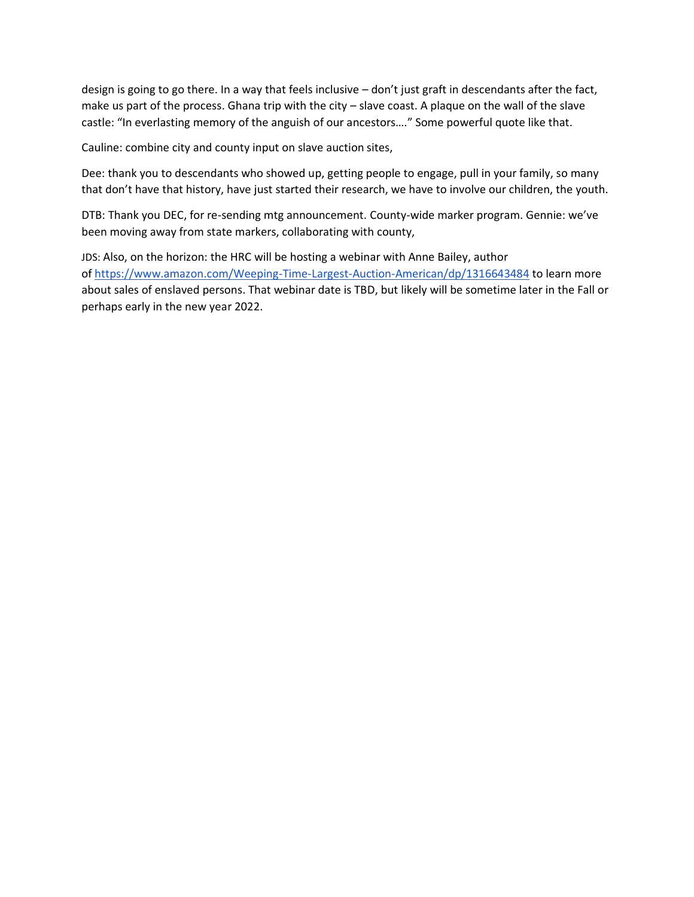design is going to go there. In a way that feels inclusive – don't just graft in descendants after the fact, make us part of the process. Ghana trip with the city – slave coast. A plaque on the wall of the slave castle: "In everlasting memory of the anguish of our ancestors…." Some powerful quote like that.

Cauline: combine city and county input on slave auction sites,

Dee: thank you to descendants who showed up, getting people to engage, pull in your family, so many that don't have that history, have just started their research, we have to involve our children, the youth.

DTB: Thank you DEC, for re-sending mtg announcement. County-wide marker program. Gennie: we've been moving away from state markers, collaborating with county,

JDS: Also, on the horizon: the HRC will be hosting a webinar with Anne Bailey, author of https://www.amazon.com/Weeping-Time-Largest-Auction-American/dp/1316643484 to learn more about sales of enslaved persons. That webinar date is TBD, but likely will be sometime later in the Fall or perhaps early in the new year 2022.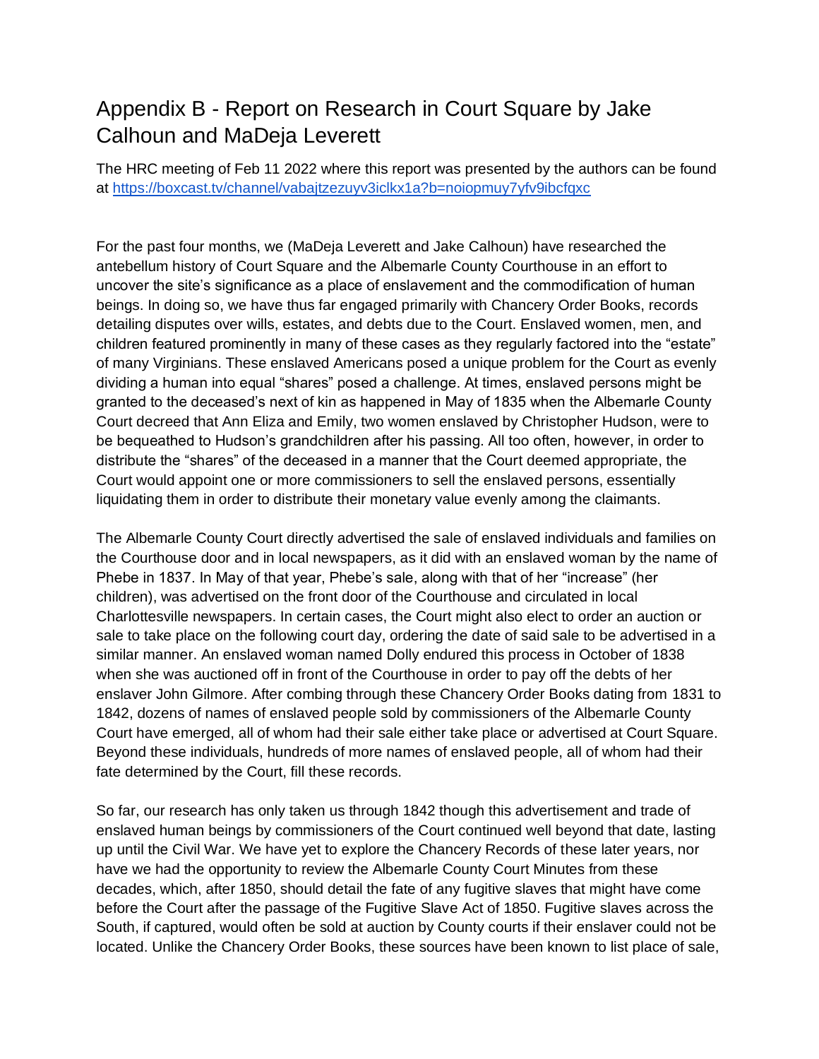# Appendix B - Report on Research in Court Square by Jake Calhoun and MaDeja Leverett

The HRC meeting of Feb 11 2022 where this report was presented by the authors can be found at https://boxcast.tv/channel/vabajtzezuyv3iclkx1a?b=noiopmuy7yfv9ibcfqxc

For the past four months, we (MaDeja Leverett and Jake Calhoun) have researched the antebellum history of Court Square and the Albemarle County Courthouse in an effort to uncover the site's significance as a place of enslavement and the commodification of human beings. In doing so, we have thus far engaged primarily with Chancery Order Books, records detailing disputes over wills, estates, and debts due to the Court. Enslaved women, men, and children featured prominently in many of these cases as they regularly factored into the "estate" of many Virginians. These enslaved Americans posed a unique problem for the Court as evenly dividing a human into equal "shares" posed a challenge. At times, enslaved persons might be granted to the deceased's next of kin as happened in May of 1835 when the Albemarle County Court decreed that Ann Eliza and Emily, two women enslaved by Christopher Hudson, were to be bequeathed to Hudson's grandchildren after his passing. All too often, however, in order to distribute the "shares" of the deceased in a manner that the Court deemed appropriate, the Court would appoint one or more commissioners to sell the enslaved persons, essentially liquidating them in order to distribute their monetary value evenly among the claimants.

The Albemarle County Court directly advertised the sale of enslaved individuals and families on the Courthouse door and in local newspapers, as it did with an enslaved woman by the name of Phebe in 1837. In May of that year, Phebe's sale, along with that of her "increase" (her children), was advertised on the front door of the Courthouse and circulated in local Charlottesville newspapers. In certain cases, the Court might also elect to order an auction or sale to take place on the following court day, ordering the date of said sale to be advertised in a similar manner. An enslaved woman named Dolly endured this process in October of 1838 when she was auctioned off in front of the Courthouse in order to pay off the debts of her enslaver John Gilmore. After combing through these Chancery Order Books dating from 1831 to 1842, dozens of names of enslaved people sold by commissioners of the Albemarle County Court have emerged, all of whom had their sale either take place or advertised at Court Square. Beyond these individuals, hundreds of more names of enslaved people, all of whom had their fate determined by the Court, fill these records.

So far, our research has only taken us through 1842 though this advertisement and trade of enslaved human beings by commissioners of the Court continued well beyond that date, lasting up until the Civil War. We have yet to explore the Chancery Records of these later years, nor have we had the opportunity to review the Albemarle County Court Minutes from these decades, which, after 1850, should detail the fate of any fugitive slaves that might have come before the Court after the passage of the Fugitive Slave Act of 1850. Fugitive slaves across the South, if captured, would often be sold at auction by County courts if their enslaver could not be located. Unlike the Chancery Order Books, these sources have been known to list place of sale,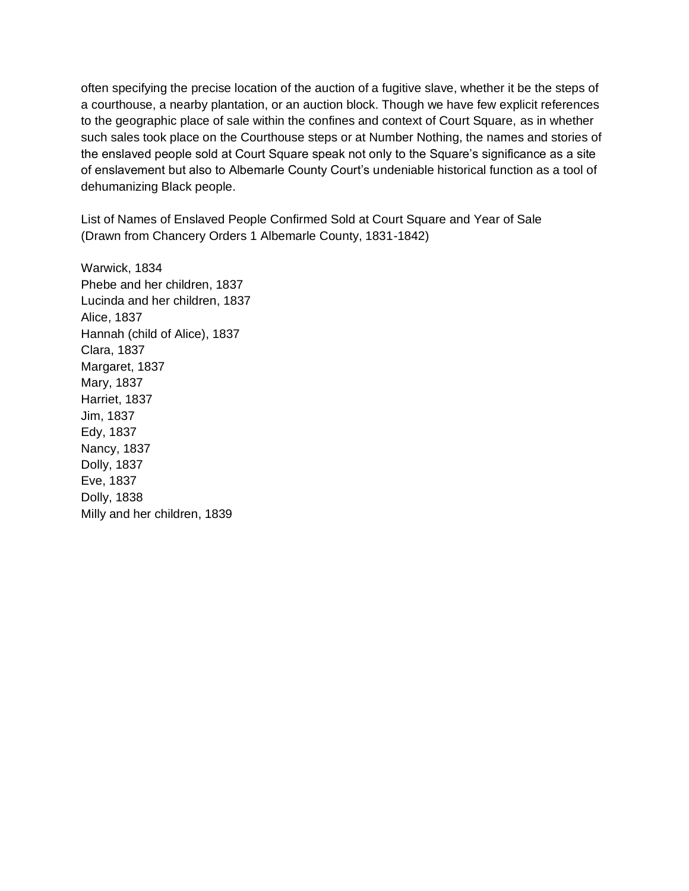often specifying the precise location of the auction of a fugitive slave, whether it be the steps of a courthouse, a nearby plantation, or an auction block. Though we have few explicit references to the geographic place of sale within the confines and context of Court Square, as in whether such sales took place on the Courthouse steps or at Number Nothing, the names and stories of the enslaved people sold at Court Square speak not only to the Square's significance as a site of enslavement but also to Albemarle County Court's undeniable historical function as a tool of dehumanizing Black people.

List of Names of Enslaved People Confirmed Sold at Court Square and Year of Sale
(Drawn from Chancery Orders 1 Albemarle County, 1831-1842)

Warwick, 1834
Phebe and her children, 1837
Lucinda and her children, 1837
Alice, 1837
Hannah (child of Alice), 1837
Clara, 1837
Margaret, 1837
Mary, 1837
Harriet, 1837
Jim, 1837
Edy, 1837
Nancy, 1837
Dolly, 1837
Eve, 1837
Dolly, 1838
Milly and her children, 1839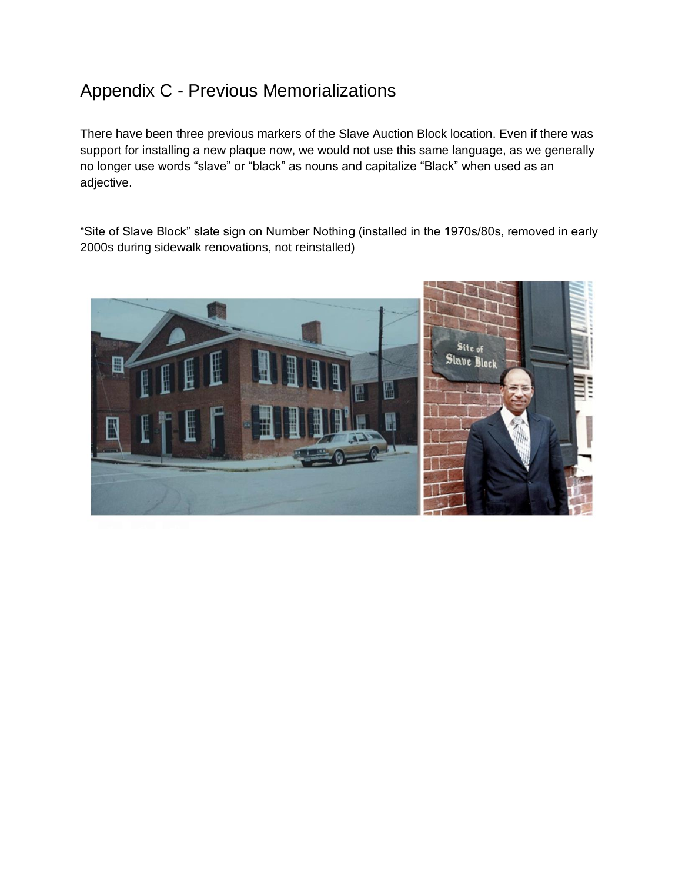## Appendix C - Previous Memorializations

There have been three previous markers of the Slave Auction Block location. Even if there was support for installing a new plaque now, we would not use this same language, as we generally no longer use words “slave” or “black” as nouns and capitalize “Black” when used as an adjective.

“Site of Slave Block” slate sign on Number Nothing (installed in the 1970s/80s, removed in early 2000s during sidewalk renovations, not reinstalled)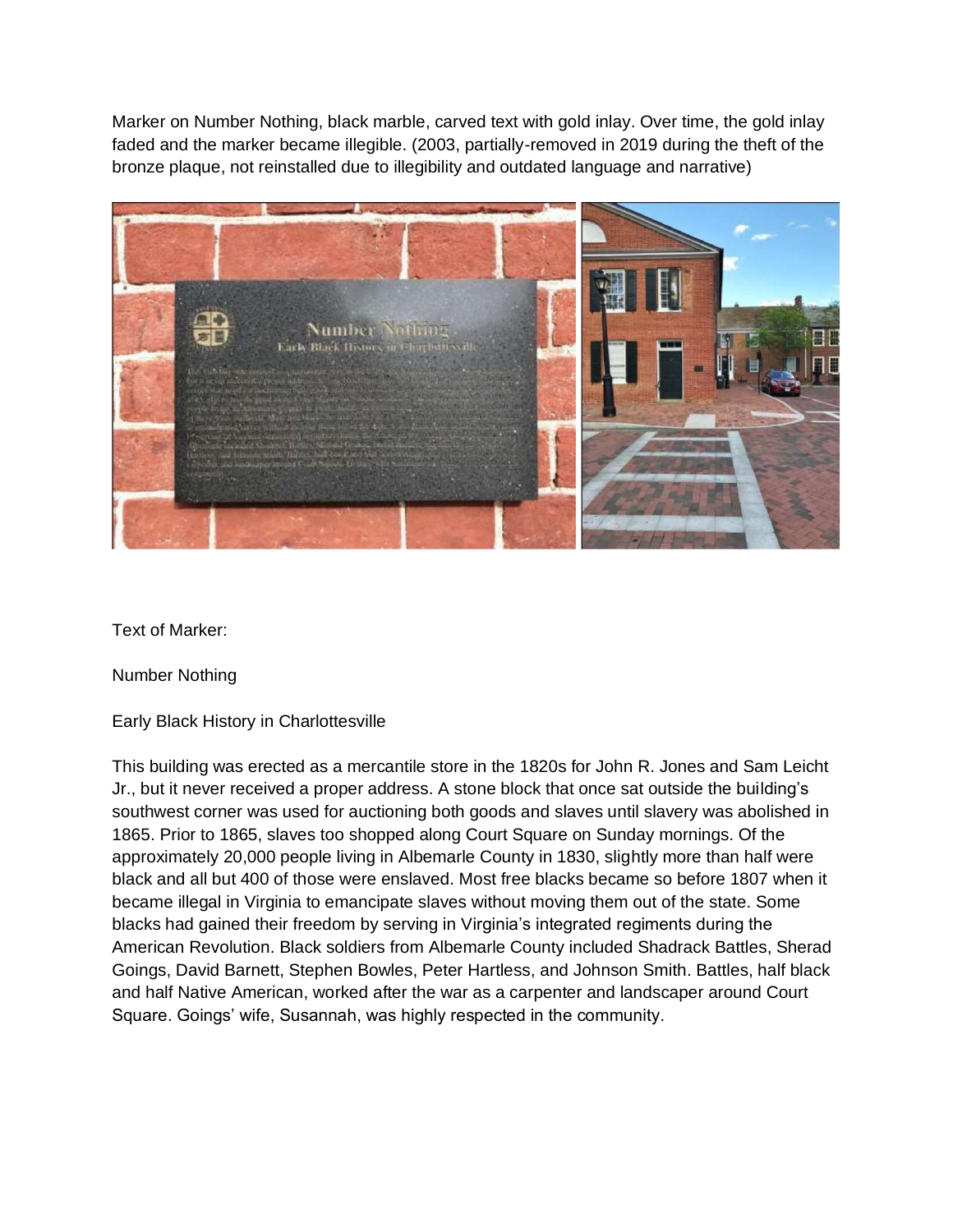Marker on Number Nothing, black marble, carved text with gold inlay. Over time, the gold inlay faded and the marker became illegible. (2003, partially-removed in 2019 during the theft of the bronze plaque, not reinstalled due to illegibility and outdated language and narrative)

Text of Marker:

Number Nothing

Early Black History in Charlottesville

This building was erected as a mercantile store in the 1820s for John R. Jones and Sam Leicht Jr., but it never received a proper address. A stone block that once sat outside the building's southwest corner was used for auctioning both goods and slaves until slavery was abolished in 1865. Prior to 1865, slaves too shopped along Court Square on Sunday mornings. Of the approximately 20,000 people living in Albemarle County in 1830, slightly more than half were black and all but 400 of those were enslaved. Most free blacks became so before 1807 when it became illegal in Virginia to emancipate slaves without moving them out of the state. Some blacks had gained their freedom by serving in Virginia's integrated regiments during the American Revolution. Black soldiers from Albemarle County included Shadrack Battles, Sherad Goings, David Barnett, Stephen Bowles, Peter Hartless, and Johnson Smith. Battles, half black and half Native American, worked after the war as a carpenter and landscaper around Court Square. Goings' wife, Susannah, was highly respected in the community.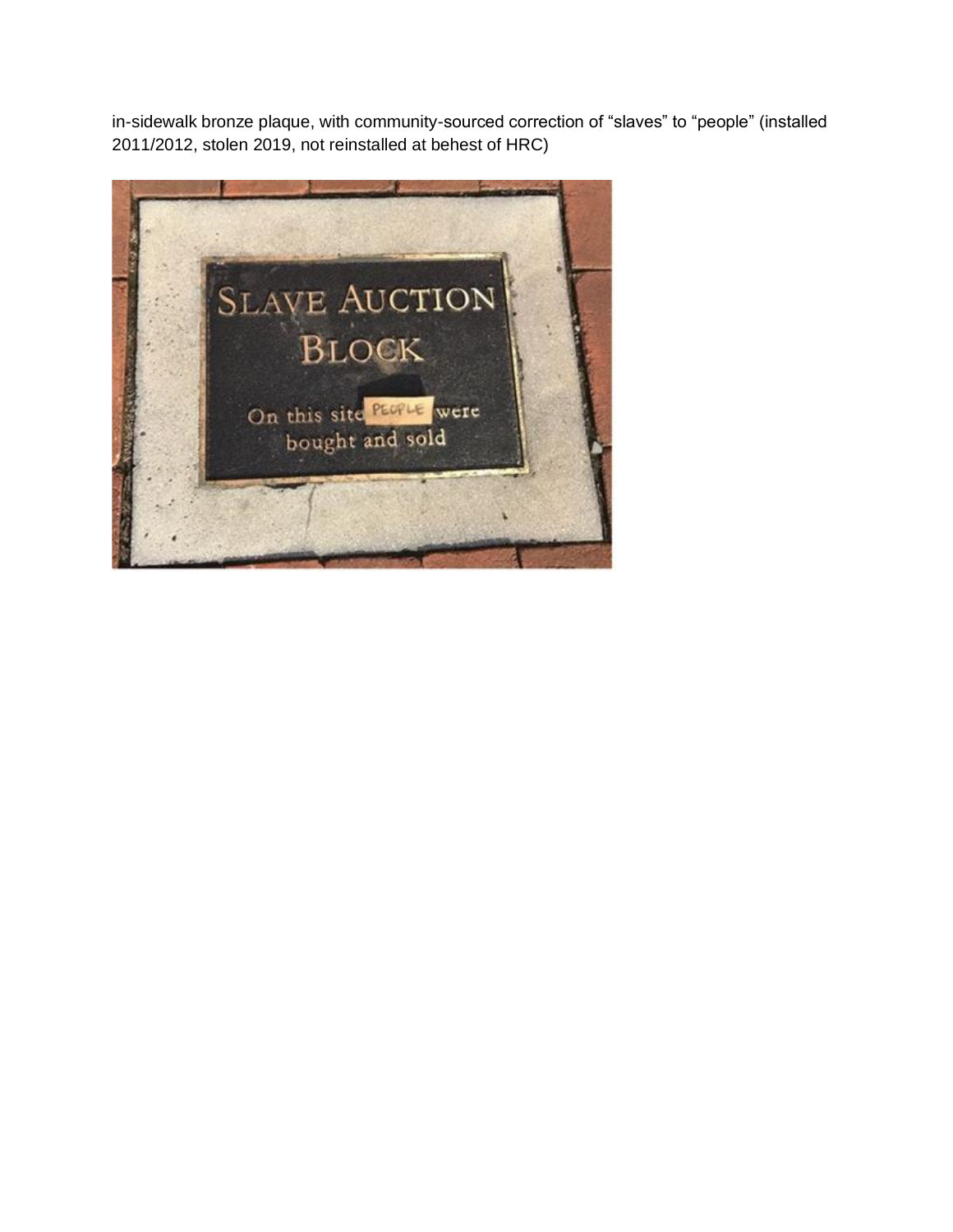in-sidewalk bronze plaque, with community-sourced correction of “slaves” to “people” (installed 2011/2012, stolen 2019, not reinstalled at behest of HRC)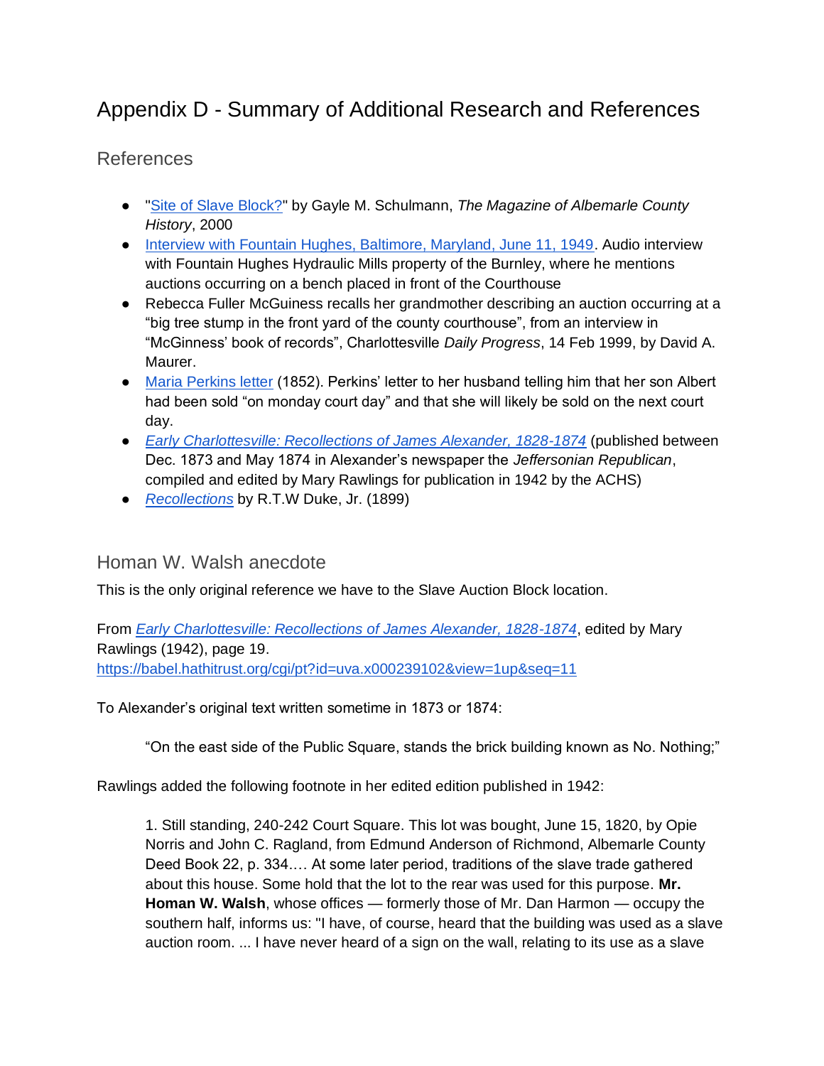# Appendix D - Summary of Additional Research and References

## References

- "Site of Slave Block?" by Gayle M. Schulmann, *The Magazine of Albemarle County History*, 2000
- Interview with Fountain Hughes, Baltimore, Maryland, June 11, 1949. Audio interview with Fountain Hughes Hydraulic Mills property of the Burnley, where he mentions auctions occurring on a bench placed in front of the Courthouse
- Rebecca Fuller McGuiness recalls her grandmother describing an auction occurring at a "big tree stump in the front yard of the county courthouse", from an interview in "McGinness' book of records", Charlottesville *Daily Progress*, 14 Feb 1999, by David A. Maurer.
- Maria Perkins letter (1852). Perkins' letter to her husband telling him that her son Albert had been sold "on monday court day" and that she will likely be sold on the next court day.
- *Early Charlottesville: Recollections of James Alexander, 1828-1874* (published between Dec. 1873 and May 1874 in Alexander's newspaper the *Jeffersonian Republican*, compiled and edited by Mary Rawlings for publication in 1942 by the ACHS)
- *Recollections* by R.T.W Duke, Jr. (1899)

## Homan W. Walsh anecdote

This is the only original reference we have to the Slave Auction Block location.

From *Early Charlottesville: Recollections of James Alexander, 1828-1874*, edited by Mary Rawlings (1942), page 19.
https://babel.hathitrust.org/cgi/pt?id=uva.x000239102&view=1up&seq=11

To Alexander's original text written sometime in 1873 or 1874:

> "On the east side of the Public Square, stands the brick building known as No. Nothing;"

Rawlings added the following footnote in her edited edition published in 1942:

> 1. Still standing, 240-242 Court Square. This lot was bought, June 15, 1820, by Opie Norris and John C. Ragland, from Edmund Anderson of Richmond, Albemarle County Deed Book 22, p. 334.… At some later period, traditions of the slave trade gathered about this house. Some hold that the lot to the rear was used for this purpose. **Mr. Homan W. Walsh**, whose offices — formerly those of Mr. Dan Harmon — occupy the southern half, informs us: "I have, of course, heard that the building was used as a slave auction room. ... I have never heard of a sign on the wall, relating to its use as a slave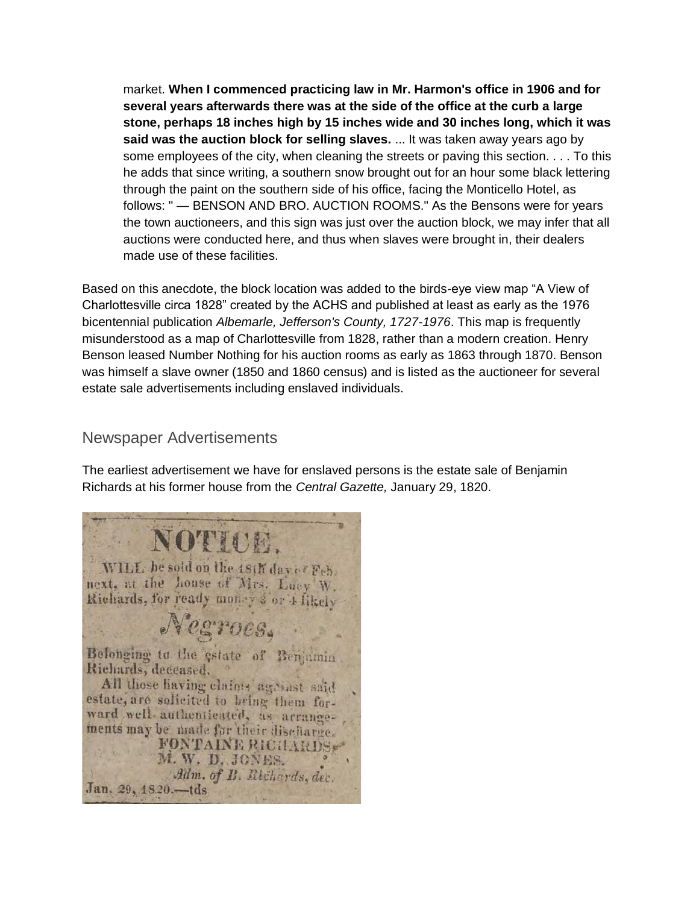market. **When I commenced practicing law in Mr. Harmon's office in 1906 and for several years afterwards there was at the side of the office at the curb a large stone, perhaps 18 inches high by 15 inches wide and 30 inches long, which it was said was the auction block for selling slaves.** ... It was taken away years ago by some employees of the city, when cleaning the streets or paving this section. . . . To this he adds that since writing, a southern snow brought out for an hour some black lettering through the paint on the southern side of his office, facing the Monticello Hotel, as follows: " — BENSON AND BRO. AUCTION ROOMS." As the Bensons were for years the town auctioneers, and this sign was just over the auction block, we may infer that all auctions were conducted here, and thus when slaves were brought in, their dealers made use of these facilities.

Based on this anecdote, the block location was added to the birds-eye view map "A View of Charlottesville circa 1828" created by the ACHS and published at least as early as the 1976 bicentennial publication *Albemarle, Jefferson's County, 1727-1976*. This map is frequently misunderstood as a map of Charlottesville from 1828, rather than a modern creation. Henry Benson leased Number Nothing for his auction rooms as early as 1863 through 1870. Benson was himself a slave owner (1850 and 1860 census) and is listed as the auctioneer for several estate sale advertisements including enslaved individuals.

## Newspaper Advertisements

The earliest advertisement we have for enslaved persons is the estate sale of Benjamin Richards at his former house from the *Central Gazette,* January 29, 1820.

NOTICE.

WILL be sold on the 18th day of Feb. next, at the house of Mrs. Lucy W. Richards, for ready money 3 or 4 likely

*Negroes,*

Belonging to the estate of Benjamin Richards, deceased.

All those having claims against said estate, are solicited to bring them forward well authenticated, as arrangements may be made for their discharge.

FONTAINE RICHARDS,
M. W. D. JONES.
*Adm. of B. Richards, dec.*

Jan. 29, 1820.—tds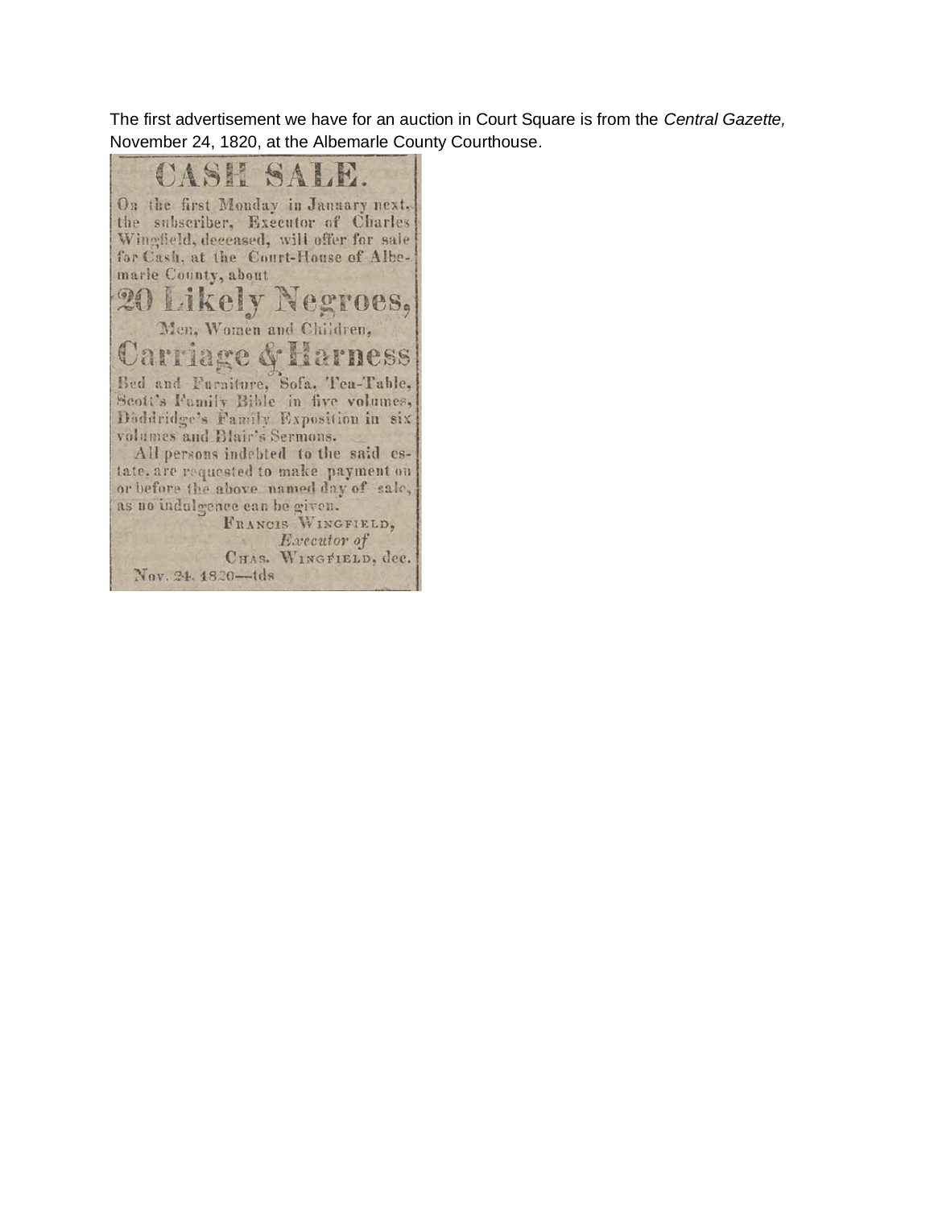The first advertisement we have for an auction in Court Square is from the *Central Gazette,* November 24, 1820, at the Albemarle County Courthouse.

# CASH SALE.

On the first Monday in January next, the subscriber, Executor of Charles Wingfield, deceased, will offer for sale for Cash, at the Court-House of Albemarle County, about

## 20 Likely Negroes,

Men, Women and Children,

## Carriage & Harness

Bed and Furniture, Sofa, Tea-Table, Scott's Family Bible in five volumes, Doddridge's Family Exposition in six volumes and Blair's Sermons.

All persons indebted to the said estate, are requested to make payment on or before the above named day of sale, as no indulgence can be given.

FRANCIS WINGFIELD,
*Executor of*
CHAS. WINGFIELD, dec.

Nov. 24, 1820—tds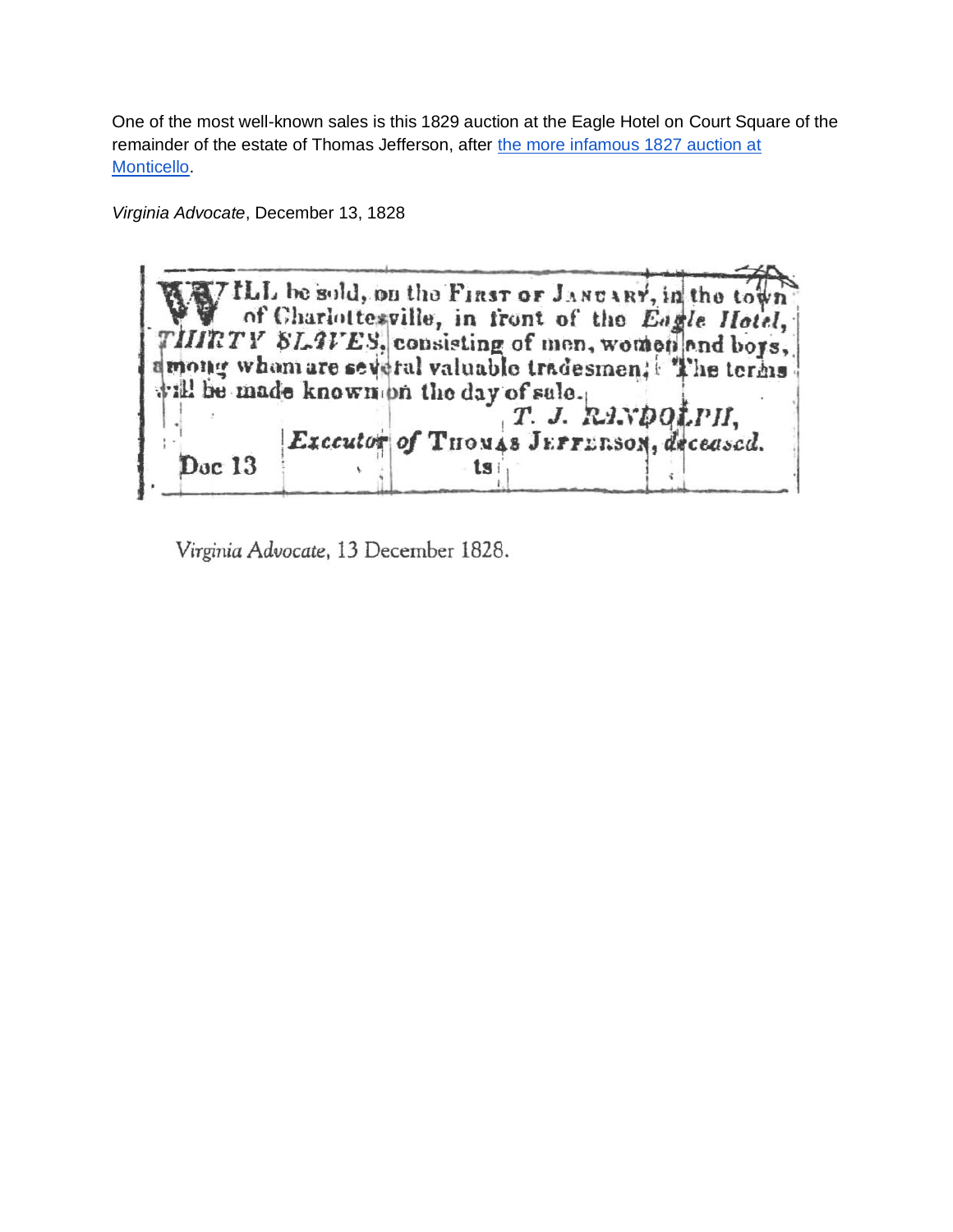One of the most well-known sales is this 1829 auction at the Eagle Hotel on Court Square of the remainder of the estate of Thomas Jefferson, after [the more infamous 1827 auction at Monticello](#).

*Virginia Advocate*, December 13, 1828

WILL be sold, on the FIRST OF JANUARY, in the town of Charlottesville, in front of the *Eagle Hotel*, *THIRTY SLAVES*, consisting of men, women and boys, among whom are several valuable tradesmen; The terms will be made known on the day of sale.

*T. J. RANDOLPH,*
*Executor of* THOMAS JEFFERSON, *deceased.*

Dec 13 ts

*Virginia Advocate*, 13 December 1828.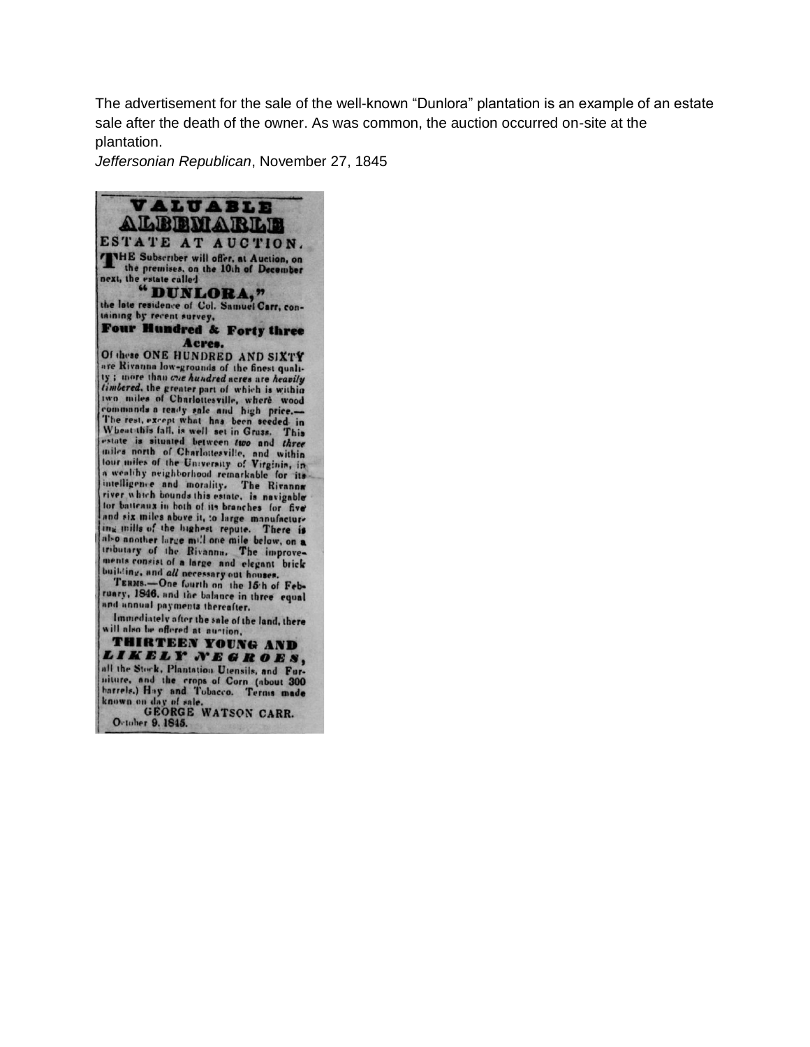The advertisement for the sale of the well-known "Dunlora" plantation is an example of an estate sale after the death of the owner. As was common, the auction occurred on-site at the plantation.

*Jeffersonian Republican*, November 27, 1845

# VALUABLE ALBEMARLE

## ESTATE AT AUCTION.

THE Subscriber will offer, at Auction, on the premises, on the 10th of December next, the estate called

### "DUNLORA,"

the late residence of Col. Samuel Carr, containing by recent survey,

### Four Hundred & Forty three Acres.

Of these ONE HUNDRED AND SIXTY are Rivanna low-grounds of the finest quality; more than *one hundred* acres are *heavily timbered*, the greater part of which is within two miles of Charlottesville, where wood commands a ready sale and high price.— The rest, except what has been seeded in Wheat this fall, is well set in Grass. This estate is situated between *two* and *three* miles north of Charlottesville, and within four miles of the University of Virginia, in a wealthy neighborhood remarkable for its intelligence and morality. The Rivanna river which bounds this estate, is navigable for batteaux in both of its branches for five and six miles above it, to large manufacturing mills of the highest repute. There is also another large mill one mile below, on a tributary of the Rivanna. The improvements consist of a large and elegant brick building, and *all* necessary out houses.

TERMS.—One fourth on the 15th of February, 1846, and the balance in three equal and annual payments thereafter.

Immediately after the sale of the land, there will also be offered at auction,

### THIRTEEN YOUNG AND *LIKELY NEGROES*,

all the Stock, Plantation Utensils, and Furniture, and the crops of Corn (about 300 barrels,) Hay and Tobacco. Terms made known on day of sale.

GEORGE WATSON CARR.

October 9, 1845.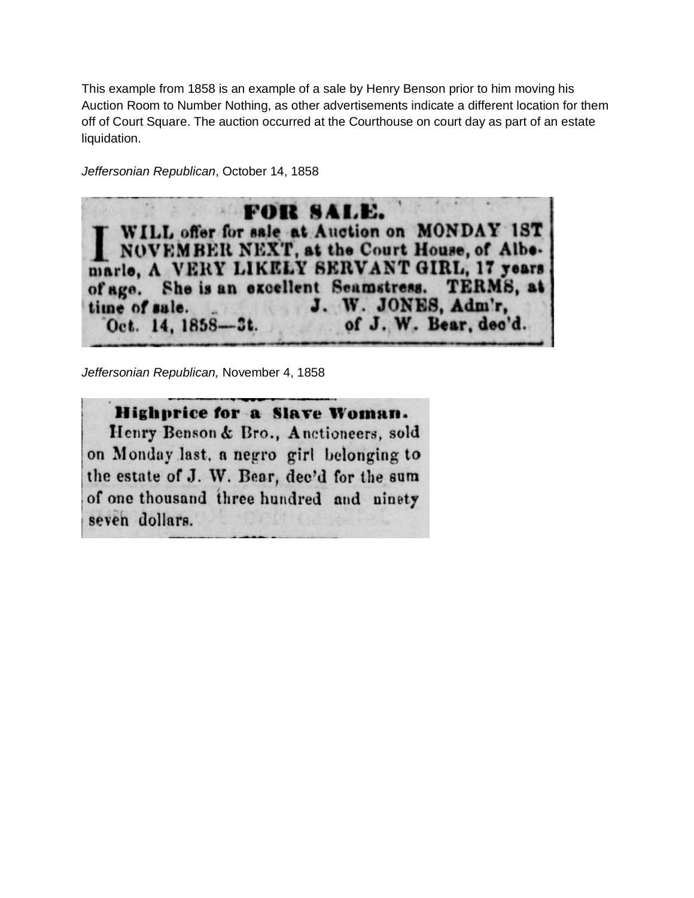This example from 1858 is an example of a sale by Henry Benson prior to him moving his Auction Room to Number Nothing, as other advertisements indicate a different location for them off of Court Square. The auction occurred at the Courthouse on court day as part of an estate liquidation.

*Jeffersonian Republican*, October 14, 1858

**FOR SALE.**

I WILL offer for sale at Auction on MONDAY 1ST NOVEMBER NEXT, at the Court House, of Albemarle, A VERY LIKELY SERVANT GIRL, 17 years of age. She is an excellent Seamstress. TERMS, at time of sale.

J. W. JONES, Adm'r,
of J. W. Bear, dec'd.

Oct. 14, 1858—3t.

*Jeffersonian Republican,* November 4, 1858

**Highprice for a Slave Woman.**

Henry Benson & Bro., Auctioneers, sold on Monday last, a negro girl belonging to the estate of J. W. Bear, dec'd for the sum of one thousand three hundred and ninety seven dollars.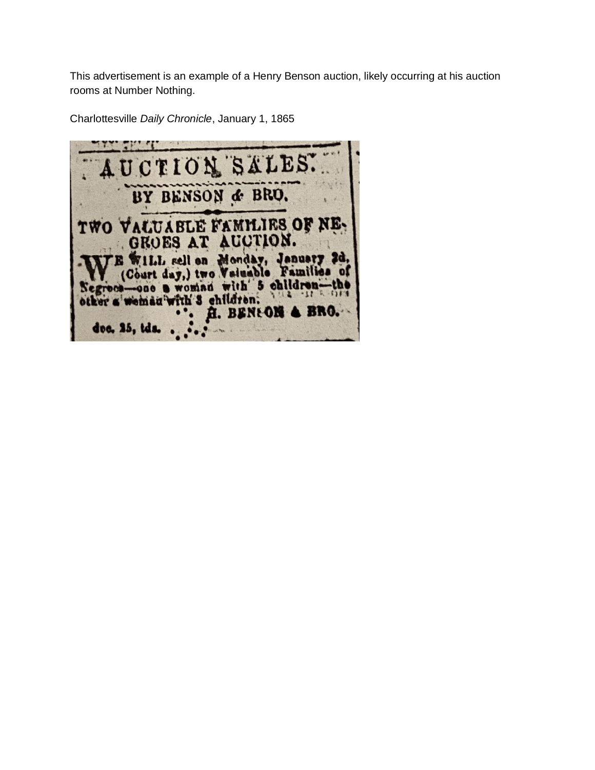This advertisement is an example of a Henry Benson auction, likely occurring at his auction rooms at Number Nothing.

Charlottesville *Daily Chronicle*, January 1, 1865

AUCTION SALES.

BY BENSON & BRO.

TWO VALUABLE FAMILIES OF NEGROES AT AUCTION.

WE WILL sell on Monday, January 2d, (Court day,) two Valuable Families of Negroes—one a woman with 5 children—the other a woman with 3 children.

H. BENSON & BRO.

dec. 25, tds.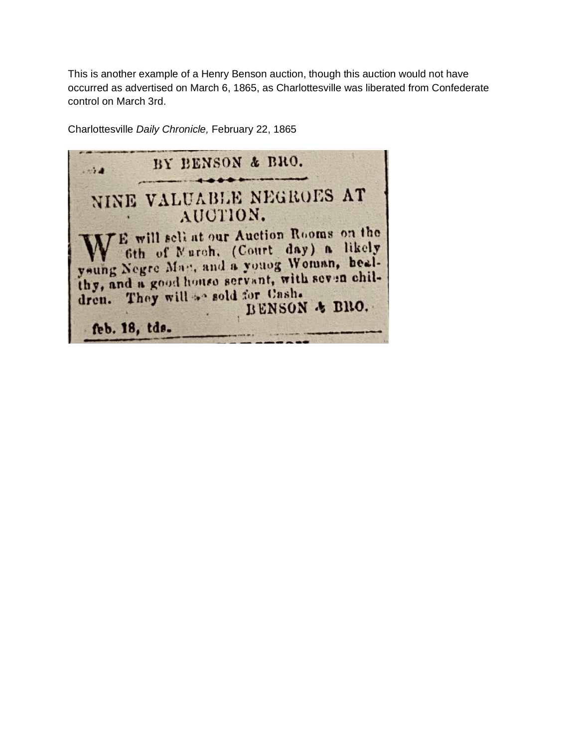This is another example of a Henry Benson auction, though this auction would not have occurred as advertised on March 6, 1865, as Charlottesville was liberated from Confederate control on March 3rd.

Charlottesville *Daily Chronicle,* February 22, 1865

BY BENSON & BRO.

NINE VALUABLE NEGROES AT AUCTION.

WE will sell at our Auction Rooms on the 6th of March, (Court day) a likely young Negro Man, and a young Woman, healthy, and a good house servant, with seven children. They will be sold for Cash.

BENSON & BRO.

feb. 18, tds.